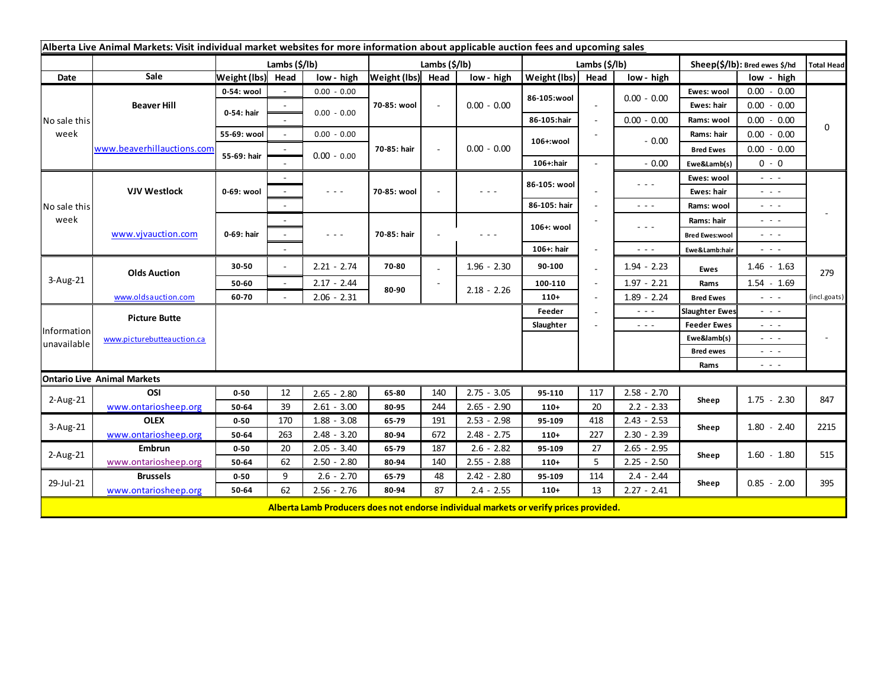**Alberta Live Animal Markets: Visit individual market websites for more information about applicable auction fees and upcoming sales**

| Date | Sale | Lambs ($/lb) Weight (lbs) | Head | low - high | Lambs ($/lb) Weight (lbs) | Head | low - high | Lambs ($/lb) Weight (lbs) | Head | low - high | Sheep($/lb): Bred ewes $/hd | low - high | Total Head |
|---|---|---|---|---|---|---|---|---|---|---|---|---|---|
| No sale this week | Beaver Hill www.beaverhillauctions.com | 0-54: wool | - | 0.00 - 0.00 | 70-85: wool | - | 0.00 - 0.00 | 86-105:wool | - | 0.00 - 0.00 | Ewes: wool | 0.00 - 0.00 | 0 |
| | | 0-54: hair | - | 0.00 - 0.00 | | | | | | | Ewes: hair | 0.00 - 0.00 | |
| | | | - | | | | | 86-105:hair | - | 0.00 - 0.00 | Rams: wool | 0.00 - 0.00 | |
| | | 55-69: wool | - | 0.00 - 0.00 | 70-85: hair | - | 0.00 - 0.00 | 106+:wool | - | - 0.00 | Rams: hair | 0.00 - 0.00 | |
| | | 55-69: hair | - | 0.00 - 0.00 | | | | | | | Bred Ewes | 0.00 - 0.00 | |
| | | | - | | | | | 106+:hair | - | - 0.00 | Ewe&Lamb(s) | 0 - 0 | |
| No sale this week | VJV Westlock www.vjvauction.com | 0-69: wool | - | - - - | 70-85: wool | - | - - - | 86-105: wool | - | - - - | Ewes: wool | - - - | - |
| | | | - | | | | | | | | Ewes: hair | - - - | |
| | | | - | | | | | 86-105: hair | - | - - - | Rams: wool | - - - | |
| | | 0-69: hair | - | - - - | 70-85: hair | - | - - - | 106+: wool | - | - - - | Rams: hair | - - - | |
| | | | - | | | | | | | | Bred Ewes:wool | - - - | |
| | | | - | | | | | 106+: hair | - | - - - | Ewe&Lamb:hair | - - - | |
| 3-Aug-21 | Olds Auction www.oldsauction.com | 30-50 | - | 2.21 - 2.74 | 70-80 | - | 1.96 - 2.30 | 90-100 | - | 1.94 - 2.23 | Ewes | 1.46 - 1.63 | 279 (incl.goats) |
| | | 50-60 | - | 2.17 - 2.44 | 80-90 | - | 2.18 - 2.26 | 100-110 | - | 1.97 - 2.21 | Rams | 1.54 - 1.69 | |
| | | 60-70 | - | 2.06 - 2.31 | | | | 110+ | - | 1.89 - 2.24 | Bred Ewes | - - - | |
| Information unavailable | Picture Butte www.picturebutteauction.ca | | | | | | | Feeder | - | - - - | Slaughter Ewes | - - - | - |
| | | | | | | | | Slaughter | - | - - - | Feeder Ewes | - - - | |
| | | | | | | | | | | | Ewe&lamb(s) | - - - | |
| | | | | | | | | | | | Bred ewes | - - - | |
| | | | | | | | | | | | Rams | - - - | |

**Ontario Live Animal Markets**

| Date | Sale | Weight (lbs) | Head | low - high | Weight (lbs) | Head | low - high | Weight (lbs) | Head | low - high | Sheep | low - high | Total Head |
|---|---|---|---|---|---|---|---|---|---|---|---|---|---|
| 2-Aug-21 | OSI www.ontariosheep.org | 0-50 | 12 | 2.65 - 2.80 | 65-80 | 140 | 2.75 - 3.05 | 95-110 | 117 | 2.58 - 2.70 | Sheep | 1.75 - 2.30 | 847 |
| | | 50-64 | 39 | 2.61 - 3.00 | 80-95 | 244 | 2.65 - 2.90 | 110+ | 20 | 2.2 - 2.33 | | | |
| 3-Aug-21 | OLEX www.ontariosheep.org | 0-50 | 170 | 1.88 - 3.08 | 65-79 | 191 | 2.53 - 2.98 | 95-109 | 418 | 2.43 - 2.53 | Sheep | 1.80 - 2.40 | 2215 |
| | | 50-64 | 263 | 2.48 - 3.20 | 80-94 | 672 | 2.48 - 2.75 | 110+ | 227 | 2.30 - 2.39 | | | |
| 2-Aug-21 | Embrun www.ontariosheep.org | 0-50 | 20 | 2.05 - 3.40 | 65-79 | 187 | 2.6 - 2.82 | 95-109 | 27 | 2.65 - 2.95 | Sheep | 1.60 - 1.80 | 515 |
| | | 50-64 | 62 | 2.50 - 2.80 | 80-94 | 140 | 2.55 - 2.88 | 110+ | 5 | 2.25 - 2.50 | | | |
| 29-Jul-21 | Brussels www.ontariosheep.org | 0-50 | 9 | 2.6 - 2.70 | 65-79 | 48 | 2.42 - 2.80 | 95-109 | 114 | 2.4 - 2.44 | Sheep | 0.85 - 2.00 | 395 |
| | | 50-64 | 62 | 2.56 - 2.76 | 80-94 | 87 | 2.4 - 2.55 | 110+ | 13 | 2.27 - 2.41 | | | |

**Alberta Lamb Producers does not endorse individual markets or verify prices provided.**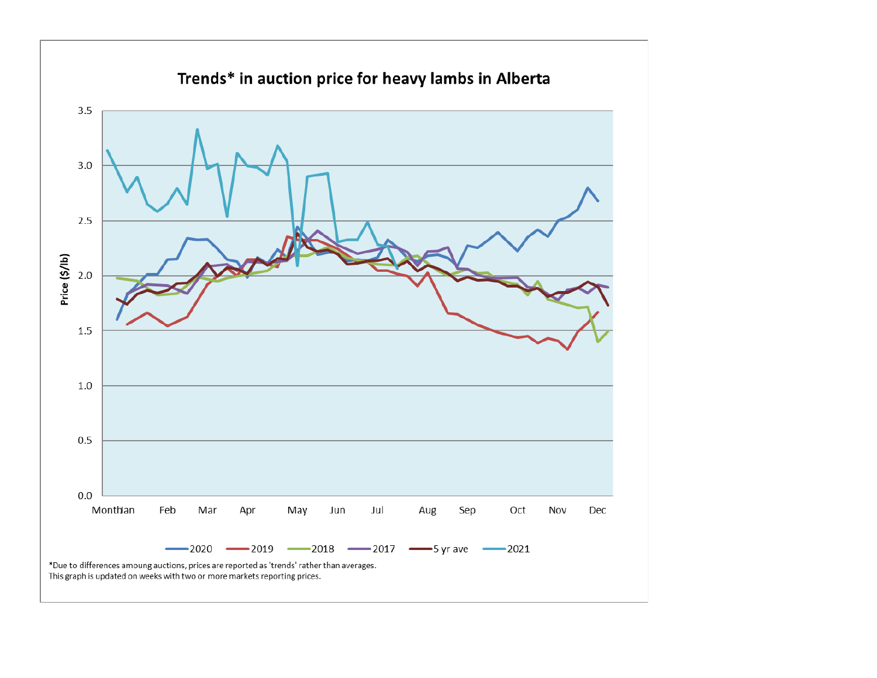## Trends* in auction price for heavy lambs in Alberta

3.5
3.0
2.5
2.0
1.5
1.0
0.5
0.0

Price ($/lb)

Month Jan Feb Mar Apr May Jun Jul Aug Sep Oct Nov Dec

2020 2019 2018 2017 5 yr ave 2021

*Due to differences amoung auctions, prices are reported as 'trends' rather than averages.
This graph is updated on weeks with two or more markets reporting prices.